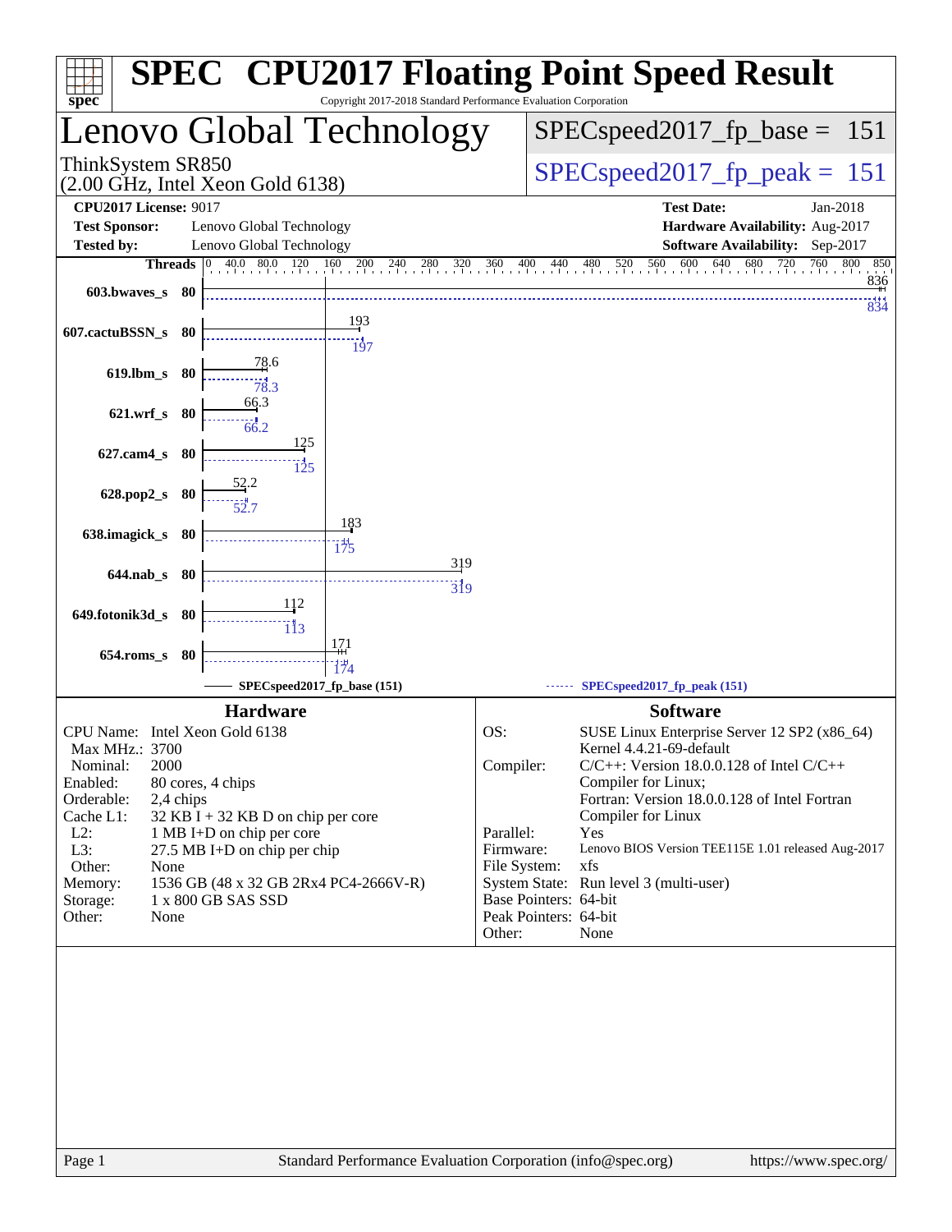# SPEC CPU2017 Floating Point Speed Result

Copyright 2017-2018 Standard Performance Evaluation Corporation

## Lenovo Global Technology

ThinkSystem SR850
(2.00 GHz, Intel Xeon Gold 6138)

SPECspeed2017_fp_base = 151

SPECspeed2017_fp_peak = 151

**CPU2017 License:** 9017
**Test Sponsor:** Lenovo Global Technology
**Tested by:** Lenovo Global Technology

**Test Date:** Jan-2018
**Hardware Availability:** Aug-2017
**Software Availability:** Sep-2017

| Benchmark | Threads | Base | Peak |
|---|---|---|---|
| 603.bwaves_s | 80 | 836 | 834 |
| 607.cactuBSSN_s | 80 | 193 | 197 |
| 619.lbm_s | 80 | 78.6 | 78.3 |
| 621.wrf_s | 80 | 66.3 | 66.2 |
| 627.cam4_s | 80 | 125 | 125 |
| 628.pop2_s | 80 | 52.2 | 52.7 |
| 638.imagick_s | 80 | 183 | 175 |
| 644.nab_s | 80 | 319 | 319 |
| 649.fotonik3d_s | 80 | 112 | 113 |
| 654.roms_s | 80 | 171 | 174 |

SPECspeed2017_fp_base (151) — SPECspeed2017_fp_peak (151)

## Hardware

| | |
|---|---|
| CPU Name: | Intel Xeon Gold 6138 |
| Max MHz.: | 3700 |
| Nominal: | 2000 |
| Enabled: | 80 cores, 4 chips |
| Orderable: | 2,4 chips |
| Cache L1: | 32 KB I + 32 KB D on chip per core |
| L2: | 1 MB I+D on chip per core |
| L3: | 27.5 MB I+D on chip per chip |
| Other: | None |
| Memory: | 1536 GB (48 x 32 GB 2Rx4 PC4-2666V-R) |
| Storage: | 1 x 800 GB SAS SSD |
| Other: | None |

## Software

| | |
|---|---|
| OS: | SUSE Linux Enterprise Server 12 SP2 (x86_64) Kernel 4.4.21-69-default |
| Compiler: | C/C++: Version 18.0.0.128 of Intel C/C++ Compiler for Linux; Fortran: Version 18.0.0.128 of Intel Fortran Compiler for Linux |
| Parallel: | Yes |
| Firmware: | Lenovo BIOS Version TEE115E 1.01 released Aug-2017 |
| File System: | xfs |
| System State: | Run level 3 (multi-user) |
| Base Pointers: | 64-bit |
| Peak Pointers: | 64-bit |
| Other: | None |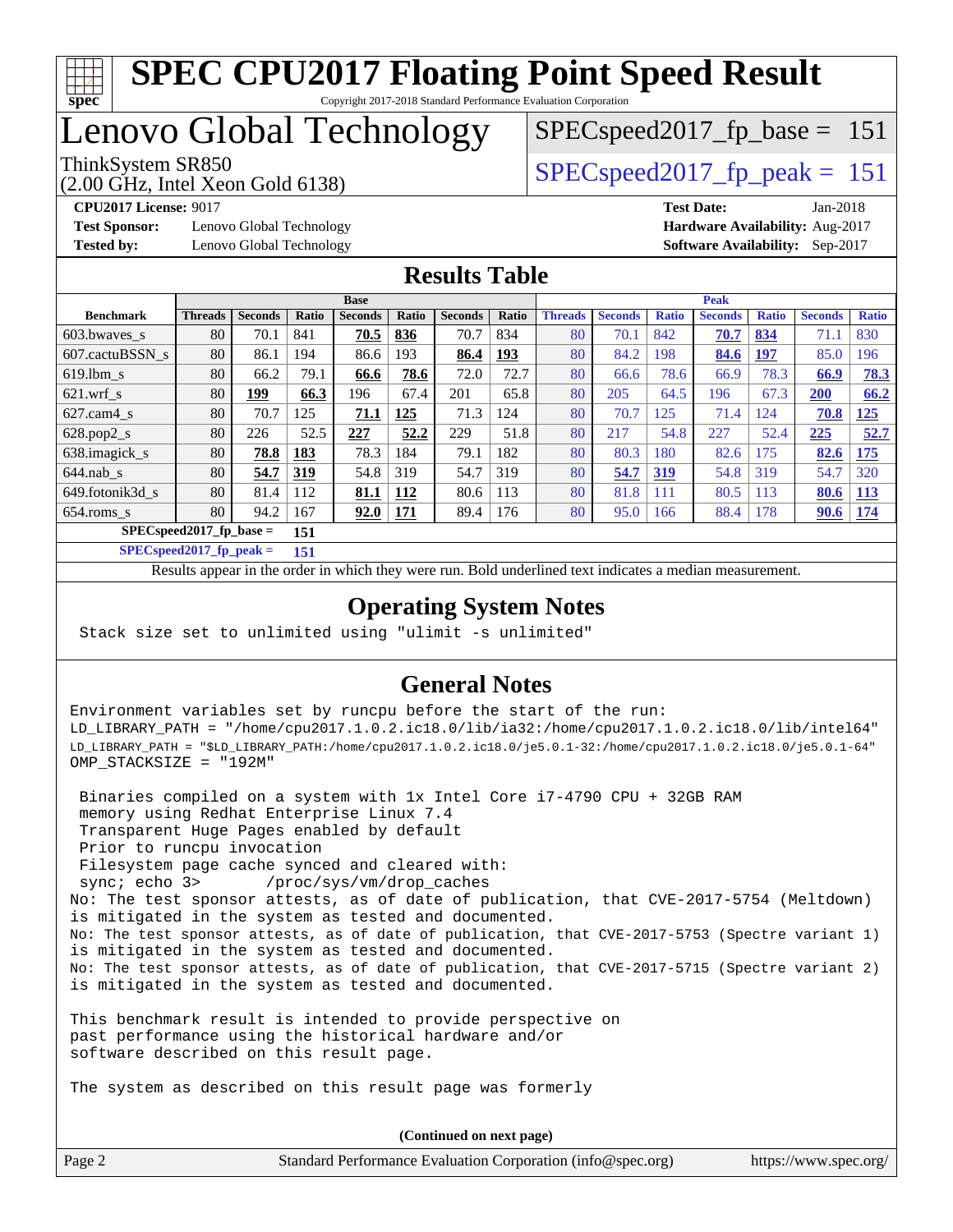# SPEC CPU2017 Floating Point Speed Result

Copyright 2017-2018 Standard Performance Evaluation Corporation

# Lenovo Global Technology

ThinkSystem SR850
(2.00 GHz, Intel Xeon Gold 6138)

SPECspeed2017_fp_base = 151

SPECspeed2017_fp_peak = 151

**CPU2017 License:** 9017
**Test Sponsor:** Lenovo Global Technology
**Tested by:** Lenovo Global Technology
**Test Date:** Jan-2018
**Hardware Availability:** Aug-2017
**Software Availability:** Sep-2017

## Results Table

| Benchmark | Base | | | | | | | Peak | | | | | | |
|---|---|---|---|---|---|---|---|---|---|---|---|---|---|---|
| | Threads | Seconds | Ratio | Seconds | Ratio | Seconds | Ratio | Threads | Seconds | Ratio | Seconds | Ratio | Seconds | Ratio |
| 603.bwaves_s | 80 | 70.1 | 841 | **70.5** | **836** | 70.7 | 834 | 80 | 70.1 | 842 | **70.7** | **834** | 71.1 | 830 |
| 607.cactuBSSN_s | 80 | 86.1 | 194 | 86.6 | 193 | **86.4** | **193** | 80 | 84.2 | 198 | **84.6** | **197** | 85.0 | 196 |
| 619.lbm_s | 80 | 66.2 | 79.1 | **66.6** | **78.6** | 72.0 | 72.7 | 80 | 66.6 | 78.6 | 66.9 | 78.3 | **66.9** | **78.3** |
| 621.wrf_s | 80 | **199** | **66.3** | 196 | 67.4 | 201 | 65.8 | 80 | 205 | 64.5 | 196 | 67.3 | **200** | **66.2** |
| 627.cam4_s | 80 | 70.7 | 125 | **71.1** | **125** | 71.3 | 124 | 80 | 70.7 | 125 | 71.4 | 124 | **70.8** | **125** |
| 628.pop2_s | 80 | 226 | 52.5 | **227** | **52.2** | 229 | 51.8 | 80 | 217 | 54.8 | 227 | 52.4 | **225** | **52.7** |
| 638.imagick_s | 80 | **78.8** | **183** | 78.3 | 184 | 79.1 | 182 | 80 | 80.3 | 180 | 82.6 | 175 | **82.6** | **175** |
| 644.nab_s | 80 | **54.7** | **319** | 54.8 | 319 | 54.7 | 319 | 80 | **54.7** | **319** | 54.8 | 319 | 54.7 | 320 |
| 649.fotonik3d_s | 80 | 81.4 | 112 | **81.1** | **112** | 80.6 | 113 | 80 | 81.8 | 111 | 80.5 | 113 | **80.6** | **113** |
| 654.roms_s | 80 | 94.2 | 167 | **92.0** | **171** | 89.4 | 176 | 80 | 95.0 | 166 | 88.4 | 178 | **90.6** | **174** |

**SPECspeed2017_fp_base = 151**

**SPECspeed2017_fp_peak = 151**

Results appear in the order in which they were run. Bold underlined text indicates a median measurement.

## Operating System Notes

```
Stack size set to unlimited using "ulimit -s unlimited"
```

## General Notes

```
Environment variables set by runcpu before the start of the run:
LD_LIBRARY_PATH = "/home/cpu2017.1.0.2.ic18.0/lib/ia32:/home/cpu2017.1.0.2.ic18.0/lib/intel64"
LD_LIBRARY_PATH = "$LD_LIBRARY_PATH:/home/cpu2017.1.0.2.ic18.0/je5.0.1-32:/home/cpu2017.1.0.2.ic18.0/je5.0.1-64"
OMP_STACKSIZE = "192M"

 Binaries compiled on a system with 1x Intel Core i7-4790 CPU + 32GB RAM
 memory using Redhat Enterprise Linux 7.4
 Transparent Huge Pages enabled by default
 Prior to runcpu invocation
 Filesystem page cache synced and cleared with:
 sync; echo 3>       /proc/sys/vm/drop_caches
No: The test sponsor attests, as of date of publication, that CVE-2017-5754 (Meltdown)
is mitigated in the system as tested and documented.
No: The test sponsor attests, as of date of publication, that CVE-2017-5753 (Spectre variant 1)
is mitigated in the system as tested and documented.
No: The test sponsor attests, as of date of publication, that CVE-2017-5715 (Spectre variant 2)
is mitigated in the system as tested and documented.

This benchmark result is intended to provide perspective on
past performance using the historical hardware and/or
software described on this result page.

The system as described on this result page was formerly
```

**(Continued on next page)**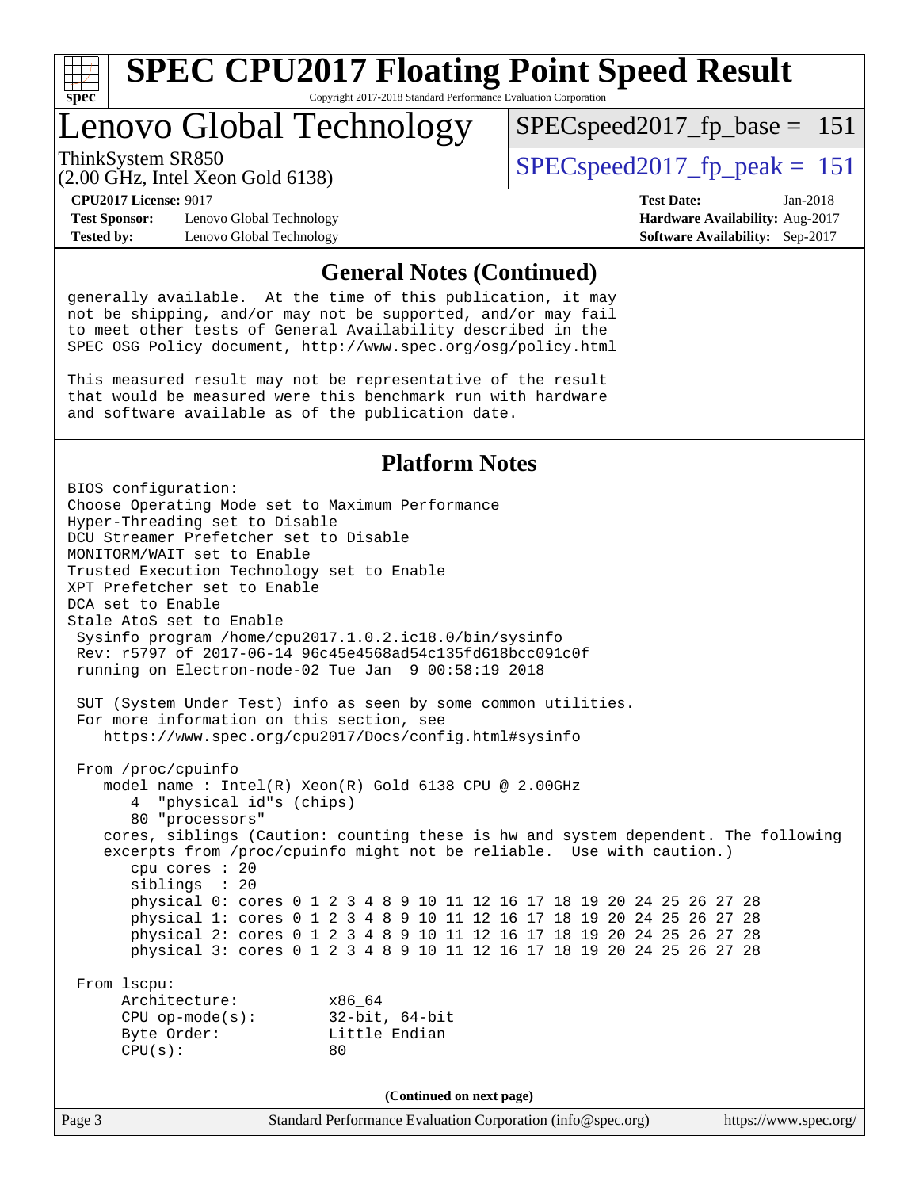# SPEC CPU2017 Floating Point Speed Result

Copyright 2017-2018 Standard Performance Evaluation Corporation

## Lenovo Global Technology

ThinkSystem SR850
(2.00 GHz, Intel Xeon Gold 6138)

SPECspeed2017_fp_base = 151

SPECspeed2017_fp_peak = 151

**CPU2017 License:** 9017
**Test Sponsor:** Lenovo Global Technology
**Tested by:** Lenovo Global Technology

**Test Date:** Jan-2018
**Hardware Availability:** Aug-2017
**Software Availability:** Sep-2017

### General Notes (Continued)

```
generally available.  At the time of this publication, it may
not be shipping, and/or may not be supported, and/or may fail
to meet other tests of General Availability described in the
SPEC OSG Policy document, http://www.spec.org/osg/policy.html

This measured result may not be representative of the result
that would be measured were this benchmark run with hardware
and software available as of the publication date.
```

### Platform Notes

```
BIOS configuration:
Choose Operating Mode set to Maximum Performance
Hyper-Threading set to Disable
DCU Streamer Prefetcher set to Disable
MONITORM/WAIT set to Enable
Trusted Execution Technology set to Enable
XPT Prefetcher set to Enable
DCA set to Enable
Stale AtoS set to Enable
 Sysinfo program /home/cpu2017.1.0.2.ic18.0/bin/sysinfo
 Rev: r5797 of 2017-06-14 96c45e4568ad54c135fd618bcc091c0f
 running on Electron-node-02 Tue Jan  9 00:58:19 2018

 SUT (System Under Test) info as seen by some common utilities.
 For more information on this section, see
    https://www.spec.org/cpu2017/Docs/config.html#sysinfo

 From /proc/cpuinfo
    model name : Intel(R) Xeon(R) Gold 6138 CPU @ 2.00GHz
       4  "physical id"s (chips)
       80 "processors"
    cores, siblings (Caution: counting these is hw and system dependent. The following
    excerpts from /proc/cpuinfo might not be reliable.  Use with caution.)
       cpu cores : 20
       siblings  : 20
       physical 0: cores 0 1 2 3 4 8 9 10 11 12 16 17 18 19 20 24 25 26 27 28
       physical 1: cores 0 1 2 3 4 8 9 10 11 12 16 17 18 19 20 24 25 26 27 28
       physical 2: cores 0 1 2 3 4 8 9 10 11 12 16 17 18 19 20 24 25 26 27 28
       physical 3: cores 0 1 2 3 4 8 9 10 11 12 16 17 18 19 20 24 25 26 27 28

 From lscpu:
      Architecture:          x86_64
      CPU op-mode(s):        32-bit, 64-bit
      Byte Order:            Little Endian
      CPU(s):                80
```

(Continued on next page)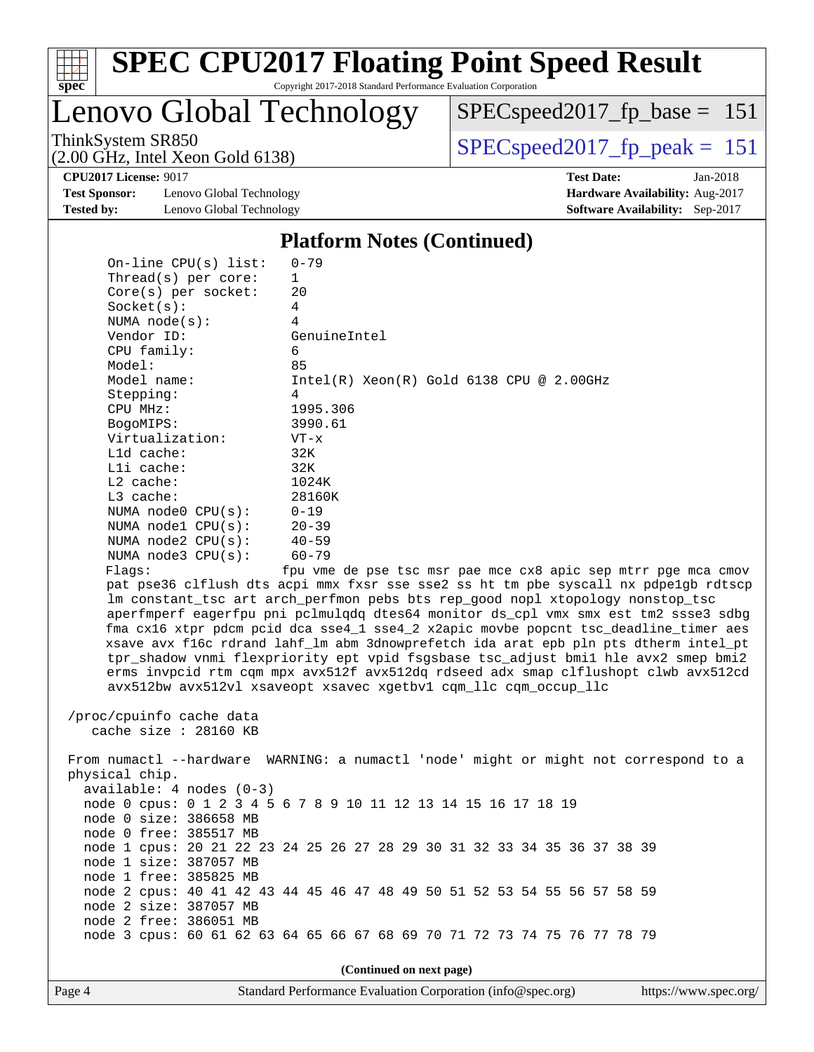## Platform Notes (Continued)

```
On-line CPU(s) list:   0-79
Thread(s) per core:    1
Core(s) per socket:    20
Socket(s):             4
NUMA node(s):          4
Vendor ID:             GenuineIntel
CPU family:            6
Model:                 85
Model name:            Intel(R) Xeon(R) Gold 6138 CPU @ 2.00GHz
Stepping:              4
CPU MHz:               1995.306
BogoMIPS:              3990.61
Virtualization:        VT-x
L1d cache:             32K
L1i cache:             32K
L2 cache:              1024K
L3 cache:              28160K
NUMA node0 CPU(s):     0-19
NUMA node1 CPU(s):     20-39
NUMA node2 CPU(s):     40-59
NUMA node3 CPU(s):     60-79
Flags:                 fpu vme de pse tsc msr pae mce cx8 apic sep mtrr pge mca cmov
pat pse36 clflush dts acpi mmx fxsr sse sse2 ss ht tm pbe syscall nx pdpe1gb rdtscp
lm constant_tsc art arch_perfmon pebs bts rep_good nopl xtopology nonstop_tsc
aperfmperf eagerfpu pni pclmulqdq dtes64 monitor ds_cpl vmx smx est tm2 ssse3 sdbg
fma cx16 xtpr pdcm pcid dca sse4_1 sse4_2 x2apic movbe popcnt tsc_deadline_timer aes
xsave avx f16c rdrand lahf_lm abm 3dnowprefetch ida arat epb pln pts dtherm intel_pt
tpr_shadow vnmi flexpriority ept vpid fsgsbase tsc_adjust bmi1 hle avx2 smep bmi2
erms invpcid rtm cqm mpx avx512f avx512dq rdseed adx smap clflushopt clwb avx512cd
avx512bw avx512vl xsaveopt xsavec xgetbv1 cqm_llc cqm_occup_llc

/proc/cpuinfo cache data
   cache size : 28160 KB

From numactl --hardware  WARNING: a numactl 'node' might or might not correspond to a
physical chip.
  available: 4 nodes (0-3)
  node 0 cpus: 0 1 2 3 4 5 6 7 8 9 10 11 12 13 14 15 16 17 18 19
  node 0 size: 386658 MB
  node 0 free: 385517 MB
  node 1 cpus: 20 21 22 23 24 25 26 27 28 29 30 31 32 33 34 35 36 37 38 39
  node 1 size: 387057 MB
  node 1 free: 385825 MB
  node 2 cpus: 40 41 42 43 44 45 46 47 48 49 50 51 52 53 54 55 56 57 58 59
  node 2 size: 387057 MB
  node 2 free: 386051 MB
  node 3 cpus: 60 61 62 63 64 65 66 67 68 69 70 71 72 73 74 75 76 77 78 79
```

(Continued on next page)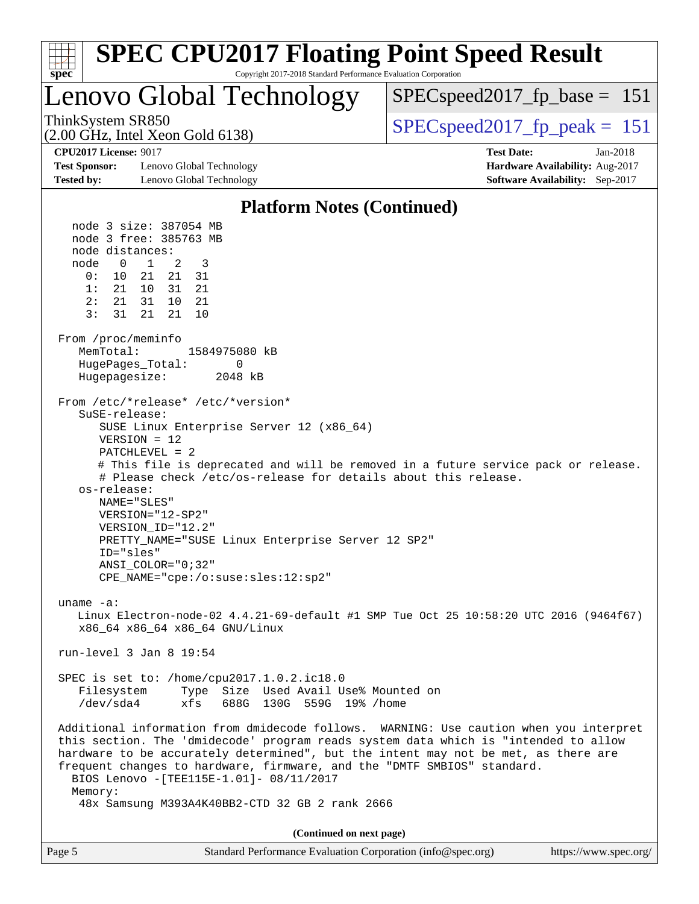## Platform Notes (Continued)

```
  node 3 size: 387054 MB
  node 3 free: 385763 MB
  node distances:
  node   0   1   2   3
    0:  10  21  21  31
    1:  21  10  31  21
    2:  21  31  10  21
    3:  31  21  21  10

From /proc/meminfo
   MemTotal:       1584975080 kB
   HugePages_Total:       0
   Hugepagesize:       2048 kB

From /etc/*release* /etc/*version*
   SuSE-release:
      SUSE Linux Enterprise Server 12 (x86_64)
      VERSION = 12
      PATCHLEVEL = 2
      # This file is deprecated and will be removed in a future service pack or release.
      # Please check /etc/os-release for details about this release.
   os-release:
      NAME="SLES"
      VERSION="12-SP2"
      VERSION_ID="12.2"
      PRETTY_NAME="SUSE Linux Enterprise Server 12 SP2"
      ID="sles"
      ANSI_COLOR="0;32"
      CPE_NAME="cpe:/o:suse:sles:12:sp2"

uname -a:
   Linux Electron-node-02 4.4.21-69-default #1 SMP Tue Oct 25 10:58:20 UTC 2016 (9464f67)
   x86_64 x86_64 x86_64 GNU/Linux

run-level 3 Jan 8 19:54

SPEC is set to: /home/cpu2017.1.0.2.ic18.0
   Filesystem     Type  Size  Used Avail Use% Mounted on
   /dev/sda4      xfs   688G  130G  559G  19% /home

Additional information from dmidecode follows.  WARNING: Use caution when you interpret
this section. The 'dmidecode' program reads system data which is "intended to allow
hardware to be accurately determined", but the intent may not be met, as there are
frequent changes to hardware, firmware, and the "DMTF SMBIOS" standard.
  BIOS Lenovo -[TEE115E-1.01]- 08/11/2017
  Memory:
   48x Samsung M393A4K40BB2-CTD 32 GB 2 rank 2666
```

**(Continued on next page)**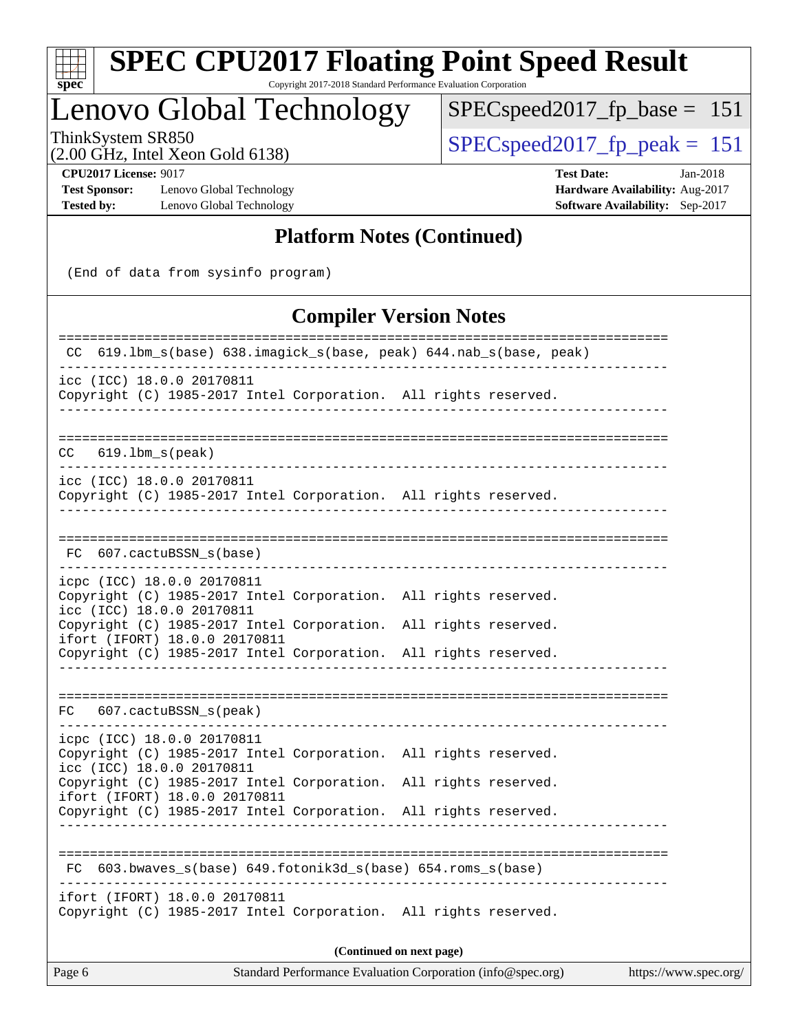## Platform Notes (Continued)

```
(End of data from sysinfo program)
```

## Compiler Version Notes

```
==============================================================================
 CC  619.lbm_s(base) 638.imagick_s(base, peak) 644.nab_s(base, peak)
------------------------------------------------------------------------------
icc (ICC) 18.0.0 20170811
Copyright (C) 1985-2017 Intel Corporation.  All rights reserved.
------------------------------------------------------------------------------

==============================================================================
 CC  619.lbm_s(peak)
------------------------------------------------------------------------------
icc (ICC) 18.0.0 20170811
Copyright (C) 1985-2017 Intel Corporation.  All rights reserved.
------------------------------------------------------------------------------

==============================================================================
 FC  607.cactuBSSN_s(base)
------------------------------------------------------------------------------
icpc (ICC) 18.0.0 20170811
Copyright (C) 1985-2017 Intel Corporation.  All rights reserved.
icc (ICC) 18.0.0 20170811
Copyright (C) 1985-2017 Intel Corporation.  All rights reserved.
ifort (IFORT) 18.0.0 20170811
Copyright (C) 1985-2017 Intel Corporation.  All rights reserved.
------------------------------------------------------------------------------

==============================================================================
 FC  607.cactuBSSN_s(peak)
------------------------------------------------------------------------------
icpc (ICC) 18.0.0 20170811
Copyright (C) 1985-2017 Intel Corporation.  All rights reserved.
icc (ICC) 18.0.0 20170811
Copyright (C) 1985-2017 Intel Corporation.  All rights reserved.
ifort (IFORT) 18.0.0 20170811
Copyright (C) 1985-2017 Intel Corporation.  All rights reserved.
------------------------------------------------------------------------------

==============================================================================
 FC  603.bwaves_s(base) 649.fotonik3d_s(base) 654.roms_s(base)
------------------------------------------------------------------------------
ifort (IFORT) 18.0.0 20170811
Copyright (C) 1985-2017 Intel Corporation.  All rights reserved.
```

(Continued on next page)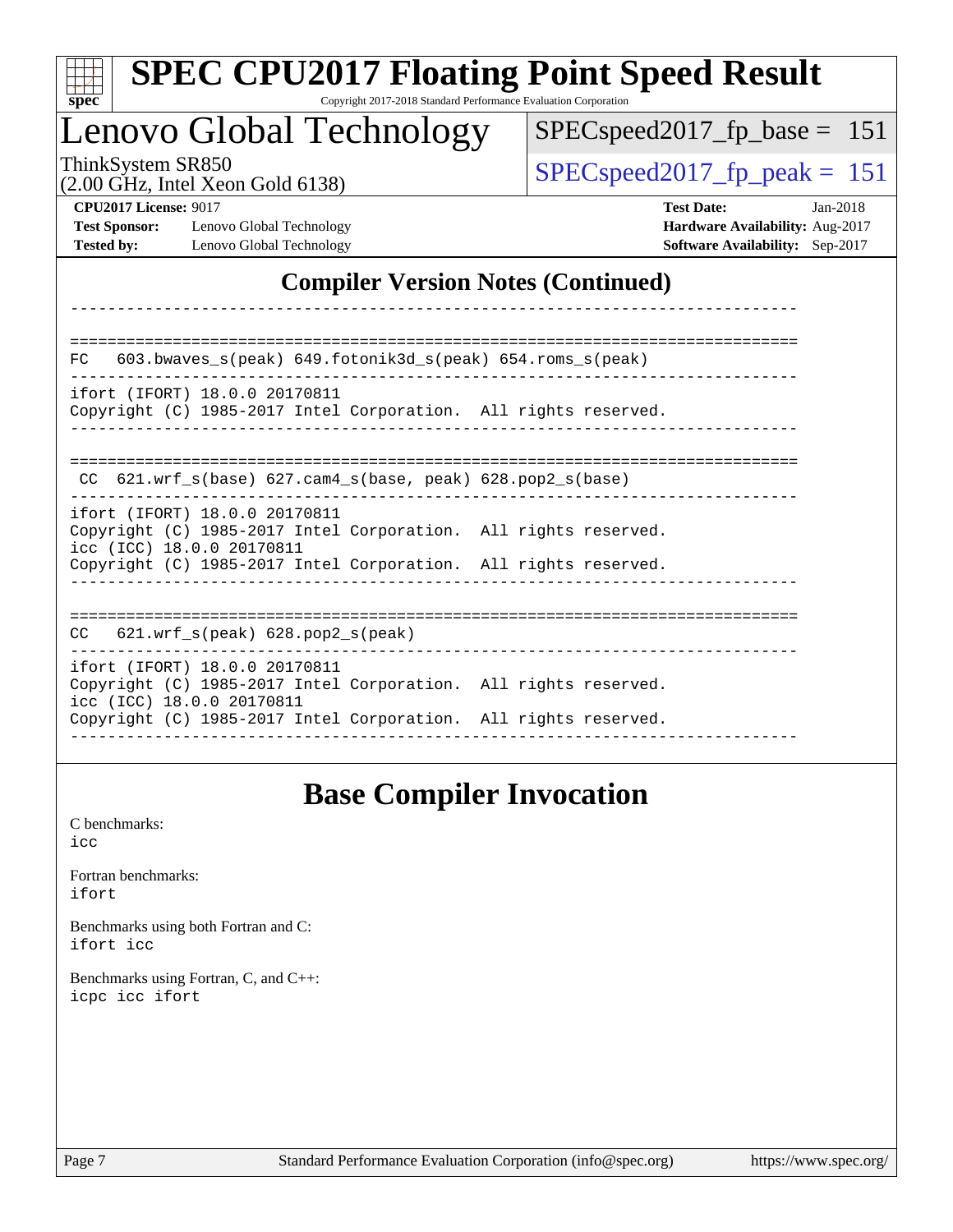## Compiler Version Notes (Continued)

```
------------------------------------------------------------------------------

==============================================================================
FC   603.bwaves_s(peak) 649.fotonik3d_s(peak) 654.roms_s(peak)
------------------------------------------------------------------------------
ifort (IFORT) 18.0.0 20170811
Copyright (C) 1985-2017 Intel Corporation.  All rights reserved.
------------------------------------------------------------------------------

==============================================================================
 CC  621.wrf_s(base) 627.cam4_s(base, peak) 628.pop2_s(base)
------------------------------------------------------------------------------
ifort (IFORT) 18.0.0 20170811
Copyright (C) 1985-2017 Intel Corporation.  All rights reserved.
icc (ICC) 18.0.0 20170811
Copyright (C) 1985-2017 Intel Corporation.  All rights reserved.
------------------------------------------------------------------------------

==============================================================================
CC   621.wrf_s(peak) 628.pop2_s(peak)
------------------------------------------------------------------------------
ifort (IFORT) 18.0.0 20170811
Copyright (C) 1985-2017 Intel Corporation.  All rights reserved.
icc (ICC) 18.0.0 20170811
Copyright (C) 1985-2017 Intel Corporation.  All rights reserved.
------------------------------------------------------------------------------
```

## Base Compiler Invocation

C benchmarks:
icc

Fortran benchmarks:
ifort

Benchmarks using both Fortran and C:
ifort icc

Benchmarks using Fortran, C, and C++:
icpc icc ifort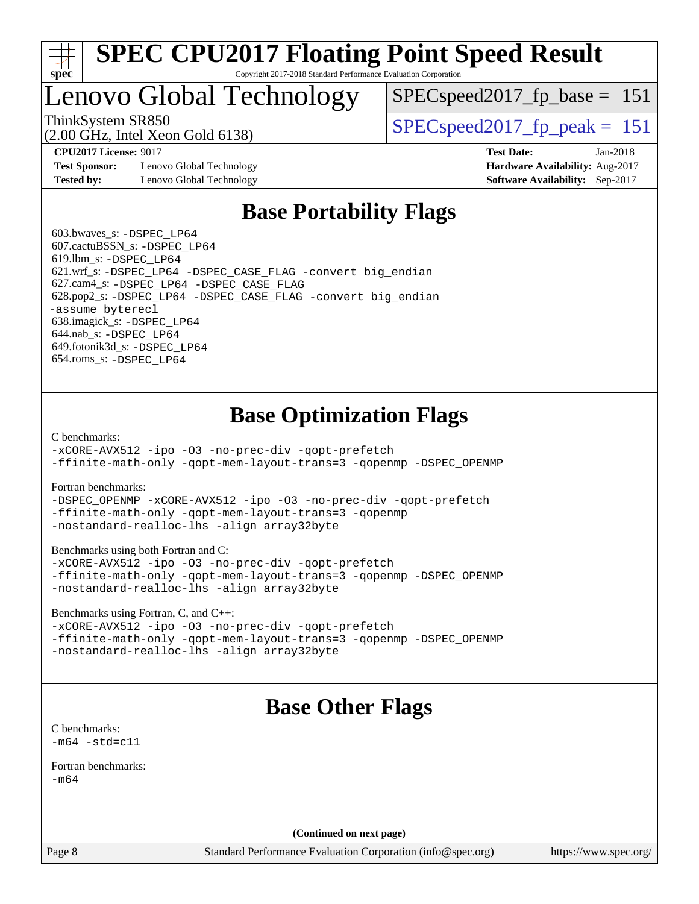# SPEC CPU2017 Floating Point Speed Result

Copyright 2017-2018 Standard Performance Evaluation Corporation

## Lenovo Global Technology

ThinkSystem SR850
(2.00 GHz, Intel Xeon Gold 6138)

SPECspeed2017_fp_base = 151

SPECspeed2017_fp_peak = 151

**CPU2017 License:** 9017
**Test Sponsor:** Lenovo Global Technology
**Tested by:** Lenovo Global Technology
**Test Date:** Jan-2018
**Hardware Availability:** Aug-2017
**Software Availability:** Sep-2017

## Base Portability Flags

603.bwaves_s: -DSPEC_LP64
607.cactuBSSN_s: -DSPEC_LP64
619.lbm_s: -DSPEC_LP64
621.wrf_s: -DSPEC_LP64 -DSPEC_CASE_FLAG -convert big_endian
627.cam4_s: -DSPEC_LP64 -DSPEC_CASE_FLAG
628.pop2_s: -DSPEC_LP64 -DSPEC_CASE_FLAG -convert big_endian -assume byterecl
638.imagick_s: -DSPEC_LP64
644.nab_s: -DSPEC_LP64
649.fotonik3d_s: -DSPEC_LP64
654.roms_s: -DSPEC_LP64

## Base Optimization Flags

C benchmarks:
-xCORE-AVX512 -ipo -O3 -no-prec-div -qopt-prefetch
-ffinite-math-only -qopt-mem-layout-trans=3 -qopenmp -DSPEC_OPENMP

Fortran benchmarks:
-DSPEC_OPENMP -xCORE-AVX512 -ipo -O3 -no-prec-div -qopt-prefetch
-ffinite-math-only -qopt-mem-layout-trans=3 -qopenmp
-nostandard-realloc-lhs -align array32byte

Benchmarks using both Fortran and C:
-xCORE-AVX512 -ipo -O3 -no-prec-div -qopt-prefetch
-ffinite-math-only -qopt-mem-layout-trans=3 -qopenmp -DSPEC_OPENMP
-nostandard-realloc-lhs -align array32byte

Benchmarks using Fortran, C, and C++:
-xCORE-AVX512 -ipo -O3 -no-prec-div -qopt-prefetch
-ffinite-math-only -qopt-mem-layout-trans=3 -qopenmp -DSPEC_OPENMP
-nostandard-realloc-lhs -align array32byte

## Base Other Flags

C benchmarks:
-m64 -std=c11

Fortran benchmarks:
-m64

(Continued on next page)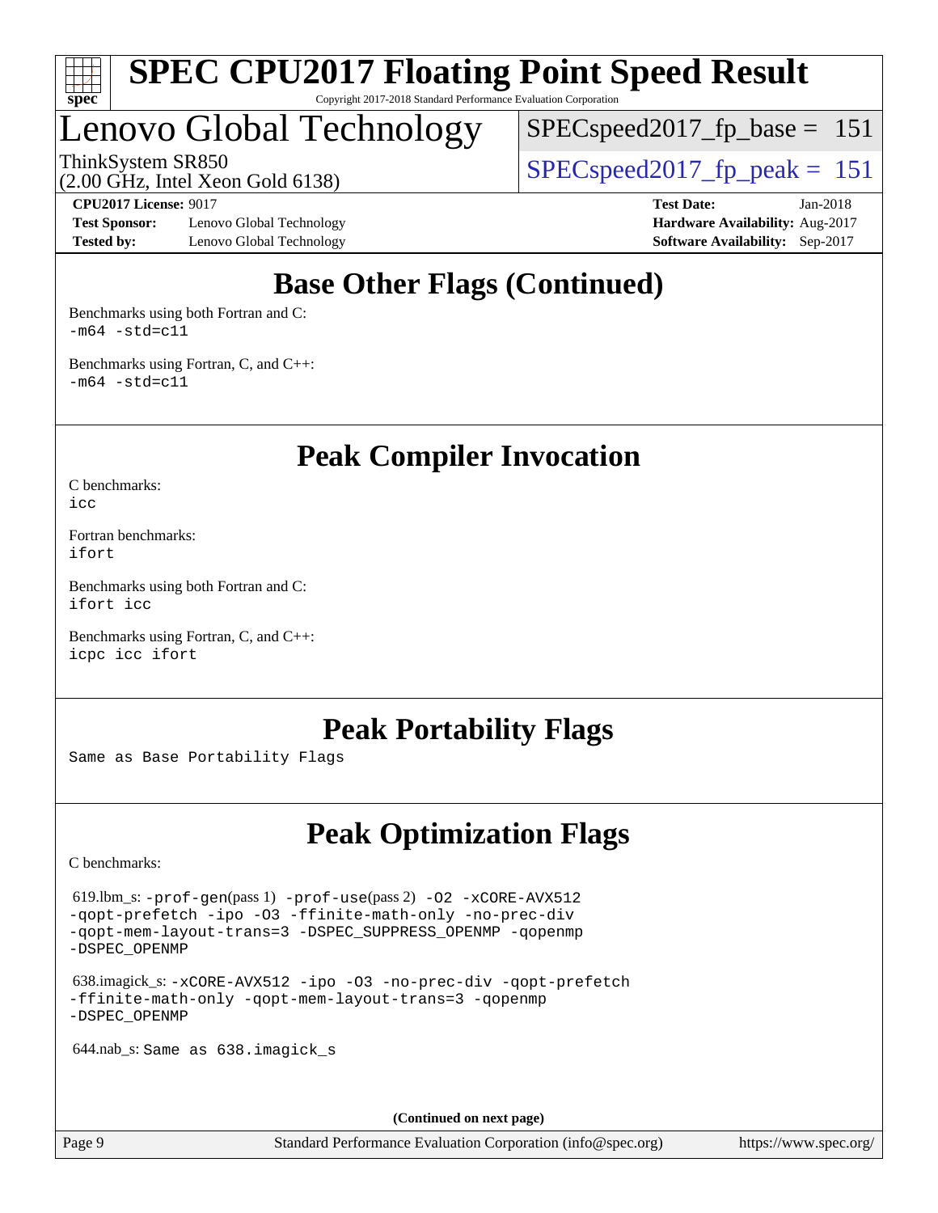## Base Other Flags (Continued)

Benchmarks using both Fortran and C:
```
-m64 -std=c11
```

Benchmarks using Fortran, C, and C++:
```
-m64 -std=c11
```

## Peak Compiler Invocation

C benchmarks:
```
icc
```

Fortran benchmarks:
```
ifort
```

Benchmarks using both Fortran and C:
```
ifort icc
```

Benchmarks using Fortran, C, and C++:
```
icpc icc ifort
```

## Peak Portability Flags

Same as Base Portability Flags

## Peak Optimization Flags

C benchmarks:

619.lbm_s: `-prof-gen`(pass 1) `-prof-use`(pass 2) `-O2 -xCORE-AVX512 -qopt-prefetch -ipo -O3 -ffinite-math-only -no-prec-div -qopt-mem-layout-trans=3 -DSPEC_SUPPRESS_OPENMP -qopenmp -DSPEC_OPENMP`

638.imagick_s: `-xCORE-AVX512 -ipo -O3 -no-prec-div -qopt-prefetch -ffinite-math-only -qopt-mem-layout-trans=3 -qopenmp -DSPEC_OPENMP`

644.nab_s: `Same as 638.imagick_s`

**(Continued on next page)**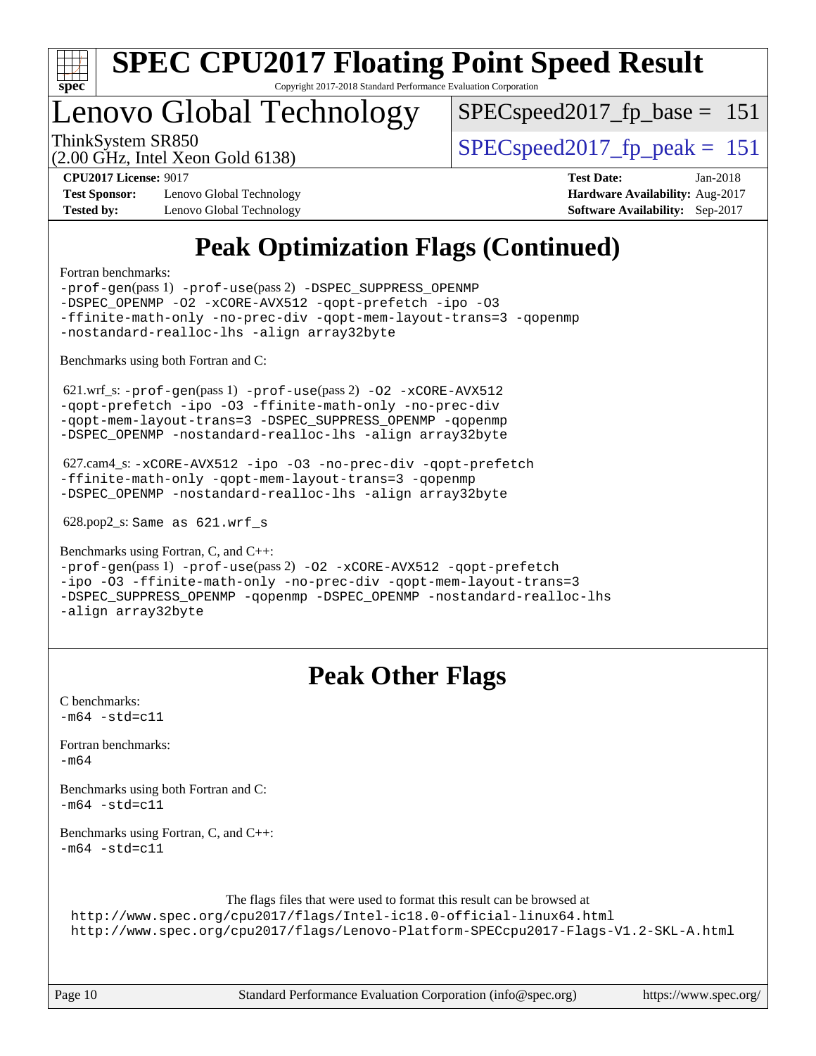## Peak Optimization Flags (Continued)

Fortran benchmarks:

```
-prof-gen(pass 1) -prof-use(pass 2) -DSPEC_SUPPRESS_OPENMP
-DSPEC_OPENMP -O2 -xCORE-AVX512 -qopt-prefetch -ipo -O3
-ffinite-math-only -no-prec-div -qopt-mem-layout-trans=3 -qopenmp
-nostandard-realloc-lhs -align array32byte
```

Benchmarks using both Fortran and C:

621.wrf_s:
```
-prof-gen(pass 1) -prof-use(pass 2) -O2 -xCORE-AVX512
-qopt-prefetch -ipo -O3 -ffinite-math-only -no-prec-div
-qopt-mem-layout-trans=3 -DSPEC_SUPPRESS_OPENMP -qopenmp
-DSPEC_OPENMP -nostandard-realloc-lhs -align array32byte
```

627.cam4_s:
```
-xCORE-AVX512 -ipo -O3 -no-prec-div -qopt-prefetch
-ffinite-math-only -qopt-mem-layout-trans=3 -qopenmp
-DSPEC_OPENMP -nostandard-realloc-lhs -align array32byte
```

628.pop2_s: `Same as 621.wrf_s`

Benchmarks using Fortran, C, and C++:

```
-prof-gen(pass 1) -prof-use(pass 2) -O2 -xCORE-AVX512 -qopt-prefetch
-ipo -O3 -ffinite-math-only -no-prec-div -qopt-mem-layout-trans=3
-DSPEC_SUPPRESS_OPENMP -qopenmp -DSPEC_OPENMP -nostandard-realloc-lhs
-align array32byte
```

## Peak Other Flags

C benchmarks:
```
-m64 -std=c11
```

Fortran benchmarks:
```
-m64
```

Benchmarks using both Fortran and C:
```
-m64 -std=c11
```

Benchmarks using Fortran, C, and C++:
```
-m64 -std=c11
```

The flags files that were used to format this result can be browsed at
http://www.spec.org/cpu2017/flags/Intel-ic18.0-official-linux64.html
http://www.spec.org/cpu2017/flags/Lenovo-Platform-SPECcpu2017-Flags-V1.2-SKL-A.html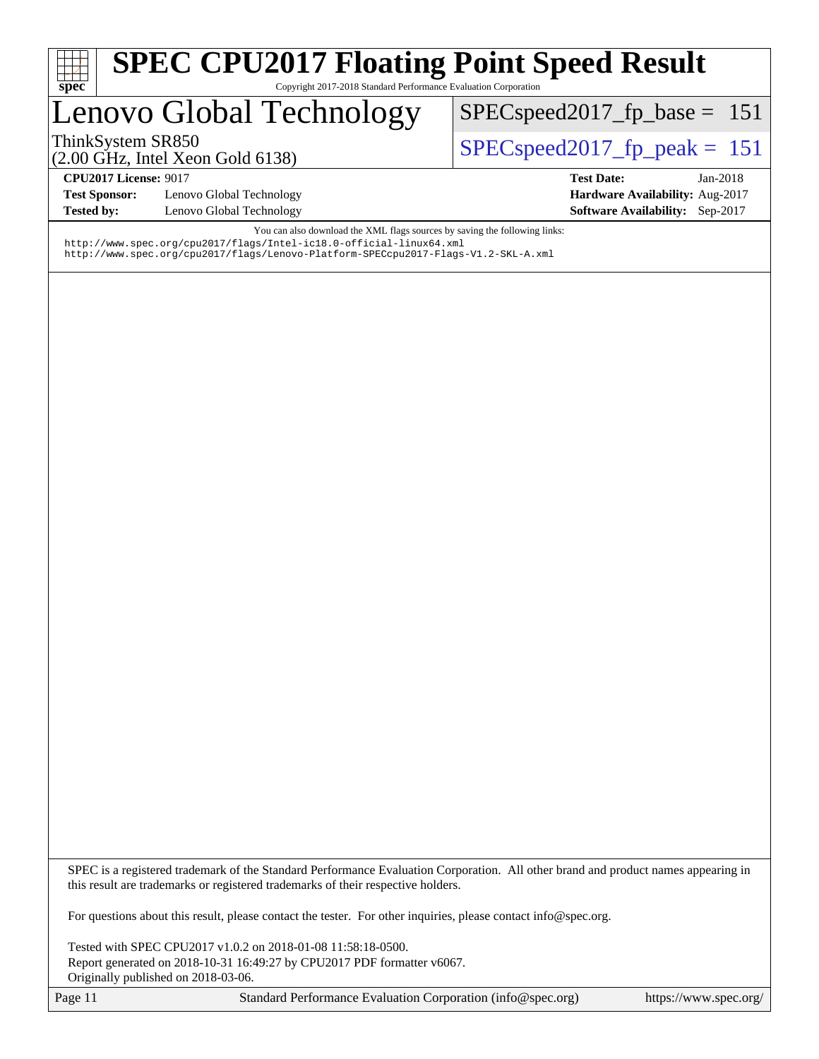You can also download the XML flags sources by saving the following links:

http://www.spec.org/cpu2017/flags/Intel-ic18.0-official-linux64.xml
http://www.spec.org/cpu2017/flags/Lenovo-Platform-SPECcpu2017-Flags-V1.2-SKL-A.xml

SPEC is a registered trademark of the Standard Performance Evaluation Corporation. All other brand and product names appearing in this result are trademarks or registered trademarks of their respective holders.

For questions about this result, please contact the tester. For other inquiries, please contact info@spec.org.

Tested with SPEC CPU2017 v1.0.2 on 2018-01-08 11:58:18-0500.
Report generated on 2018-10-31 16:49:27 by CPU2017 PDF formatter v6067.
Originally published on 2018-03-06.